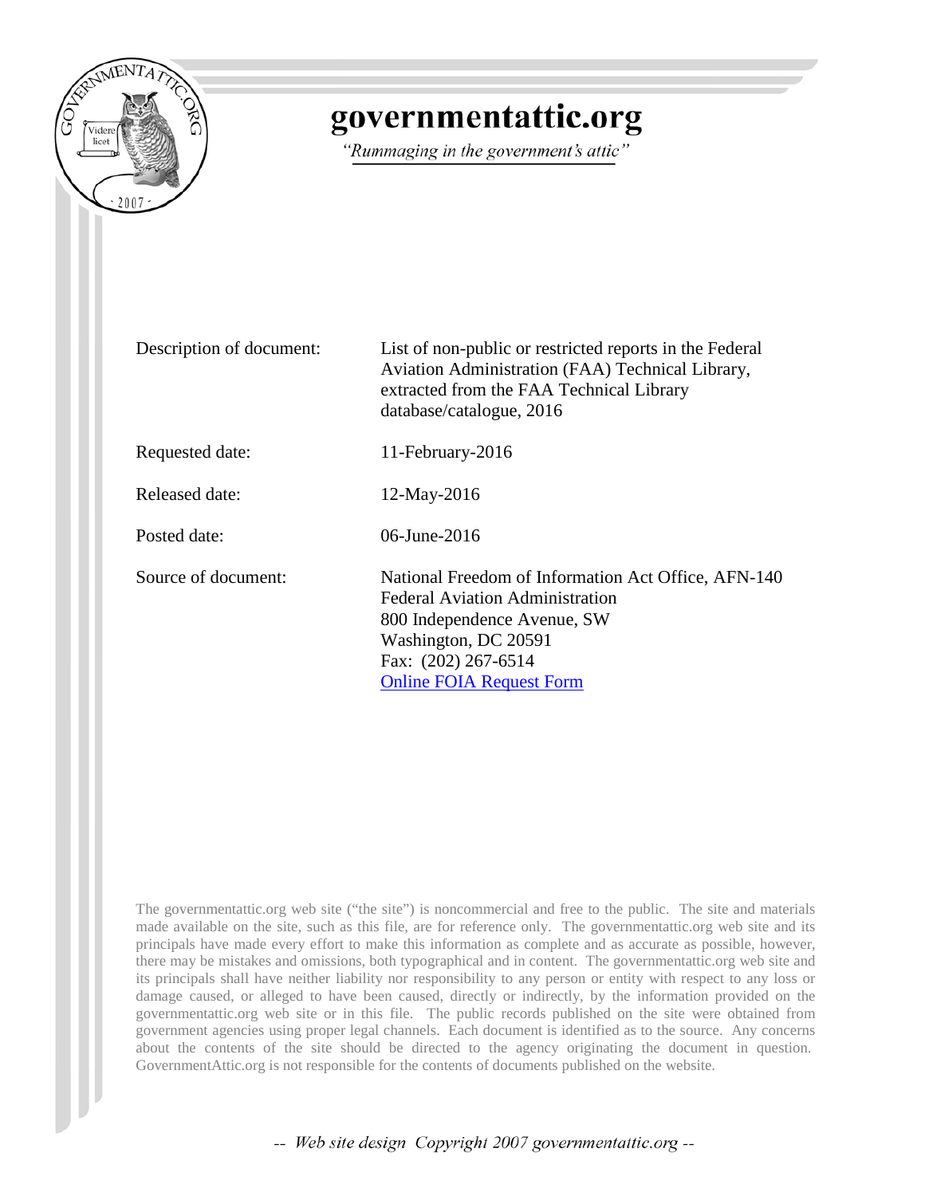# governmentattic.org

*"Rummaging in the government's attic"*

| | |
|---|---|
| Description of document: | List of non-public or restricted reports in the Federal Aviation Administration (FAA) Technical Library, extracted from the FAA Technical Library database/catalogue, 2016 |
| Requested date: | 11-February-2016 |
| Released date: | 12-May-2016 |
| Posted date: | 06-June-2016 |
| Source of document: | National Freedom of Information Act Office, AFN-140<br>Federal Aviation Administration<br>800 Independence Avenue, SW<br>Washington, DC 20591<br>Fax: (202) 267-6514<br>Online FOIA Request Form |

The governmentattic.org web site ("the site") is noncommercial and free to the public. The site and materials made available on the site, such as this file, are for reference only. The governmentattic.org web site and its principals have made every effort to make this information as complete and as accurate as possible, however, there may be mistakes and omissions, both typographical and in content. The governmentattic.org web site and its principals shall have neither liability nor responsibility to any person or entity with respect to any loss or damage caused, or alleged to have been caused, directly or indirectly, by the information provided on the governmentattic.org web site or in this file. The public records published on the site were obtained from government agencies using proper legal channels. Each document is identified as to the source. Any concerns about the contents of the site should be directed to the agency originating the document in question. GovernmentAttic.org is not responsible for the contents of documents published on the website.

-- *Web site design Copyright 2007 governmentattic.org* --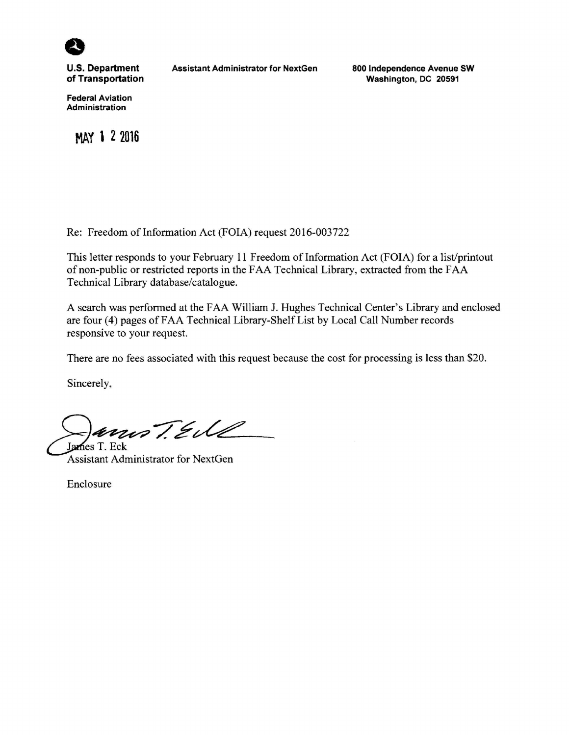**U.S. Department of Transportation**

**Federal Aviation Administration**

**Assistant Administrator for NextGen**

**800 Independence Avenue SW**
**Washington, DC 20591**

MAY 12 2016

Re: Freedom of Information Act (FOIA) request 2016-003722

This letter responds to your February 11 Freedom of Information Act (FOIA) for a list/printout of non-public or restricted reports in the FAA Technical Library, extracted from the FAA Technical Library database/catalogue.

A search was performed at the FAA William J. Hughes Technical Center's Library and enclosed are four (4) pages of FAA Technical Library-Shelf List by Local Call Number records responsive to your request.

There are no fees associated with this request because the cost for processing is less than $20.

Sincerely,

James T. Eck
Assistant Administrator for NextGen

Enclosure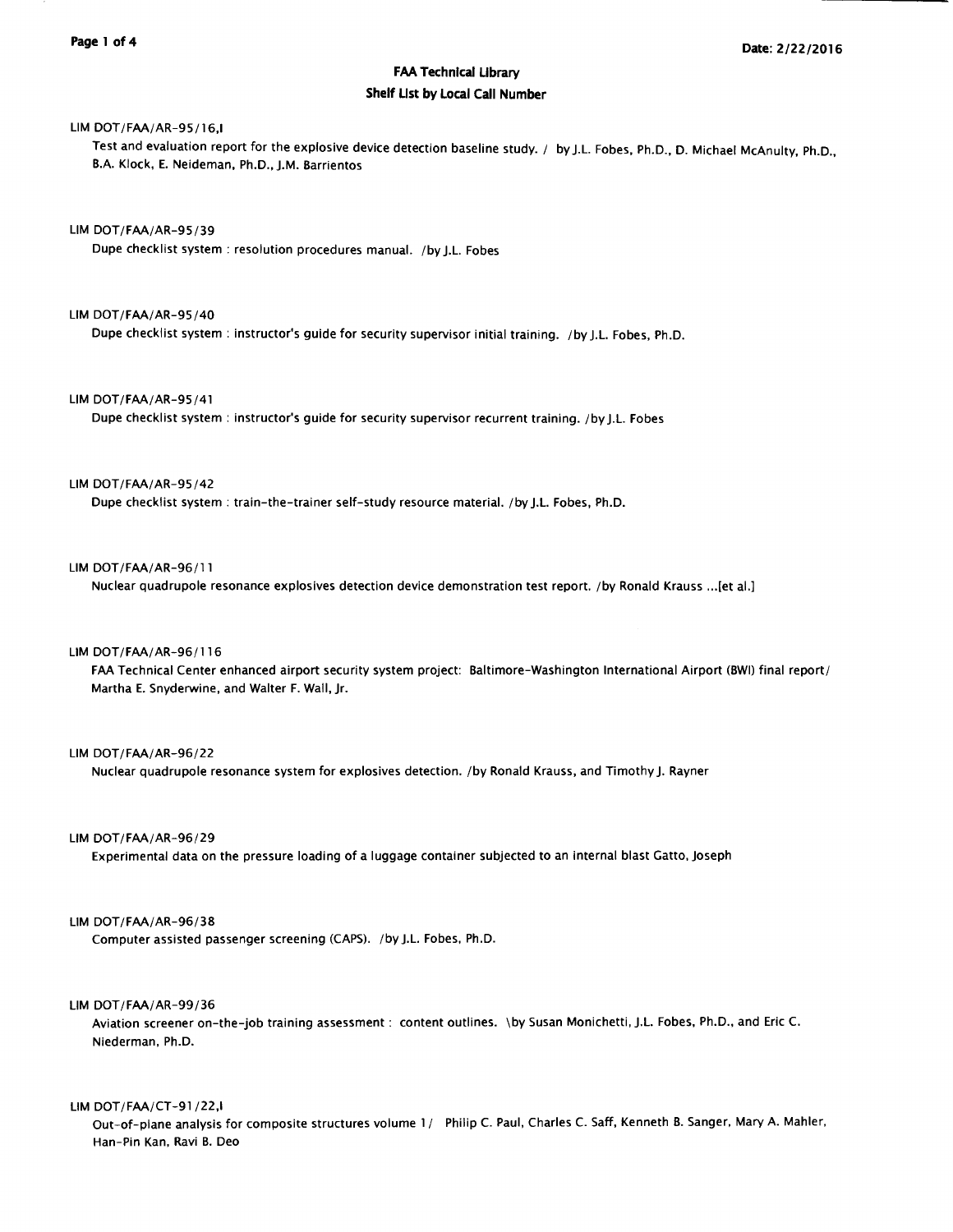# FAA Technical Library

## Shelf List by Local Call Number

LIM DOT/FAA/AR-95/16,I

Test and evaluation report for the explosive device detection baseline study. / by J.L. Fobes, Ph.D., D. Michael McAnulty, Ph.D., B.A. Klock, E. Neideman, Ph.D., J.M. Barrientos

LIM DOT/FAA/AR-95/39

Dupe checklist system : resolution procedures manual. /by J.L. Fobes

LIM DOT/FAA/AR-95/40

Dupe checklist system : instructor's guide for security supervisor initial training. /by J.L. Fobes, Ph.D.

LIM DOT/FAA/AR-95/41

Dupe checklist system : instructor's guide for security supervisor recurrent training. /by J.L. Fobes

LIM DOT/FAA/AR-95/42

Dupe checklist system : train-the-trainer self-study resource material. /by J.L. Fobes, Ph.D.

LIM DOT/FAA/AR-96/11

Nuclear quadrupole resonance explosives detection device demonstration test report. /by Ronald Krauss ...[et al.]

LIM DOT/FAA/AR-96/116

FAA Technical Center enhanced airport security system project: Baltimore-Washington International Airport (BWI) final report/ Martha E. Snyderwine, and Walter F. Wall, Jr.

LIM DOT/FAA/AR-96/22

Nuclear quadrupole resonance system for explosives detection. /by Ronald Krauss, and Timothy J. Rayner

LIM DOT/FAA/AR-96/29

Experimental data on the pressure loading of a luggage container subjected to an internal blast Gatto, Joseph

LIM DOT/FAA/AR-96/38

Computer assisted passenger screening (CAPS). /by J.L. Fobes, Ph.D.

LIM DOT/FAA/AR-99/36

Aviation screener on-the-job training assessment : content outlines. \by Susan Monichetti, J.L. Fobes, Ph.D., and Eric C. Niederman, Ph.D.

LIM DOT/FAA/CT-91/22,I

Out-of-plane analysis for composite structures volume 1/ Philip C. Paul, Charles C. Saff, Kenneth B. Sanger, Mary A. Mahler, Han-Pin Kan, Ravi B. Deo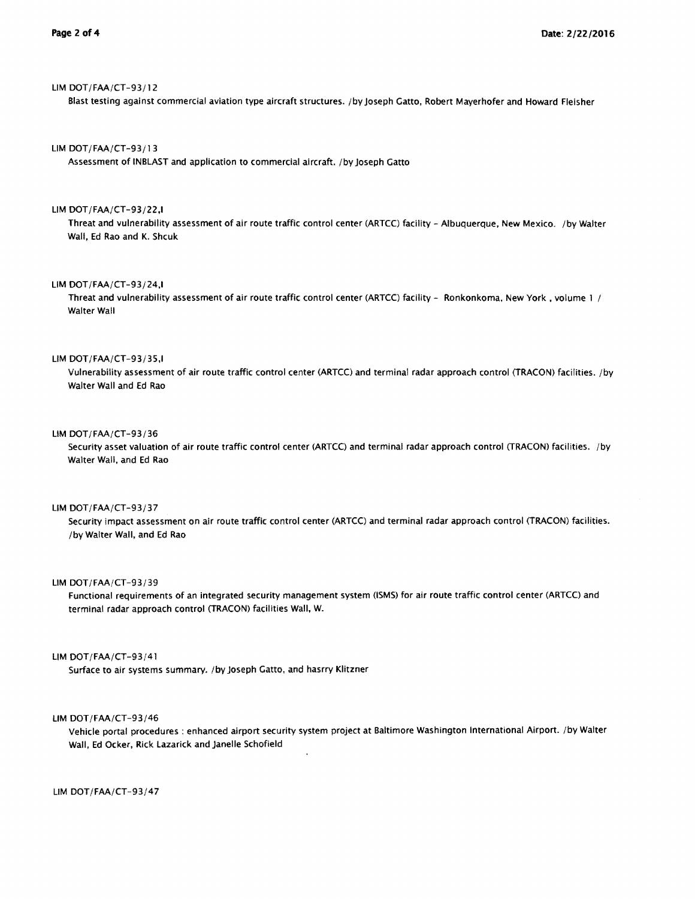LIM DOT/FAA/CT-93/12

Blast testing against commercial aviation type aircraft structures. /by Joseph Gatto, Robert Mayerhofer and Howard Fleisher

LIM DOT/FAA/CT-93/13

Assessment of INBLAST and application to commercial aircraft. /by Joseph Gatto

LIM DOT/FAA/CT-93/22,I

Threat and vulnerability assessment of air route traffic control center (ARTCC) facility - Albuquerque, New Mexico. /by Walter Wall, Ed Rao and K. Shcuk

LIM DOT/FAA/CT-93/24,I

Threat and vulnerability assessment of air route traffic control center (ARTCC) facility - Ronkonkoma, New York , volume 1 / Walter Wall

LIM DOT/FAA/CT-93/35,I

Vulnerability assessment of air route traffic control center (ARTCC) and terminal radar approach control (TRACON) facilities. /by Walter Wall and Ed Rao

LIM DOT/FAA/CT-93/36

Security asset valuation of air route traffic control center (ARTCC) and terminal radar approach control (TRACON) facilities. /by Walter Wall, and Ed Rao

LIM DOT/FAA/CT-93/37

Security impact assessment on air route traffic control center (ARTCC) and terminal radar approach control (TRACON) facilities. /by Walter Wall, and Ed Rao

LIM DOT/FAA/CT-93/39

Functional requirements of an integrated security management system (ISMS) for air route traffic control center (ARTCC) and terminal radar approach control (TRACON) facilities Wall, W.

LIM DOT/FAA/CT-93/41

Surface to air systems summary. /by Joseph Gatto, and hasrry Klitzner

LIM DOT/FAA/CT-93/46

Vehicle portal procedures : enhanced airport security system project at Baltimore Washington International Airport. /by Walter Wall, Ed Ocker, Rick Lazarick and Janelle Schofield

LIM DOT/FAA/CT-93/47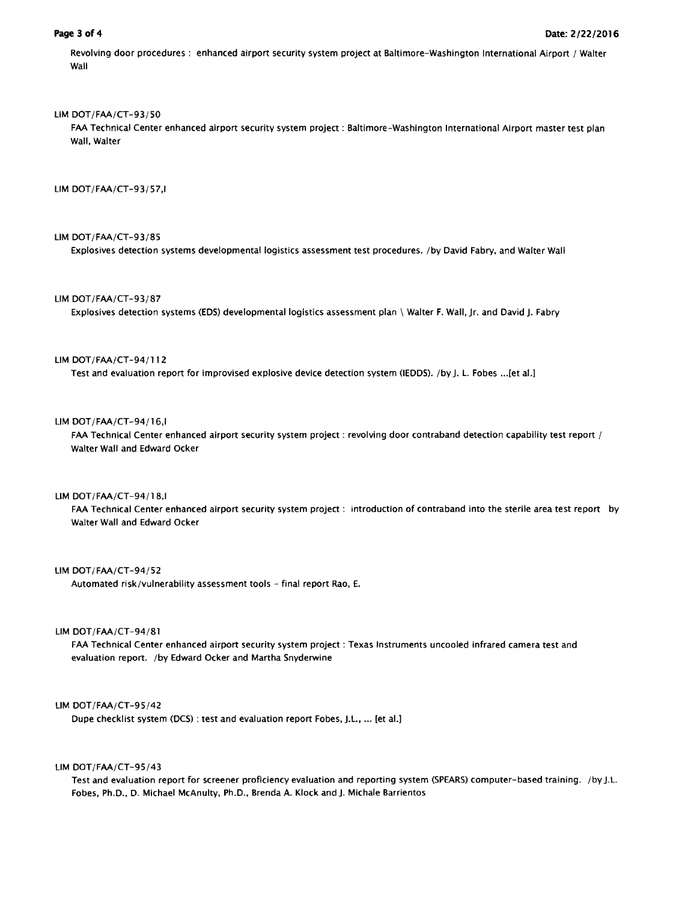Revolving door procedures : enhanced airport security system project at Baltimore-Washington International Airport / Walter Wall

LIM DOT/FAA/CT-93/50

FAA Technical Center enhanced airport security system project : Baltimore-Washington International Airport master test plan Wall, Walter

LIM DOT/FAA/CT-93/57,I

LIM DOT/FAA/CT-93/85

Explosives detection systems developmental logistics assessment test procedures. /by David Fabry, and Walter Wall

LIM DOT/FAA/CT-93/87

Explosives detection systems (EDS) developmental logistics assessment plan \ Walter F. Wall, Jr. and David J. Fabry

LIM DOT/FAA/CT-94/112

Test and evaluation report for improvised explosive device detection system (IEDDS). /by J. L. Fobes ...[et al.]

LIM DOT/FAA/CT-94/16,I

FAA Technical Center enhanced airport security system project : revolving door contraband detection capability test report / Walter Wall and Edward Ocker

LIM DOT/FAA/CT-94/18,I

FAA Technical Center enhanced airport security system project : introduction of contraband into the sterile area test report by Walter Wall and Edward Ocker

LIM DOT/FAA/CT-94/52

Automated risk/vulnerability assessment tools - final report Rao, E.

LIM DOT/FAA/CT-94/81

FAA Technical Center enhanced airport security system project : Texas Instruments uncooled infrared camera test and evaluation report. /by Edward Ocker and Martha Snyderwine

LIM DOT/FAA/CT-95/42

Dupe checklist system (DCS) : test and evaluation report Fobes, J.L., ... [et al.]

LIM DOT/FAA/CT-95/43

Test and evaluation report for screener proficiency evaluation and reporting system (SPEARS) computer-based training. /by J.L. Fobes, Ph.D., D. Michael McAnulty, Ph.D., Brenda A. Klock and J. Michale Barrientos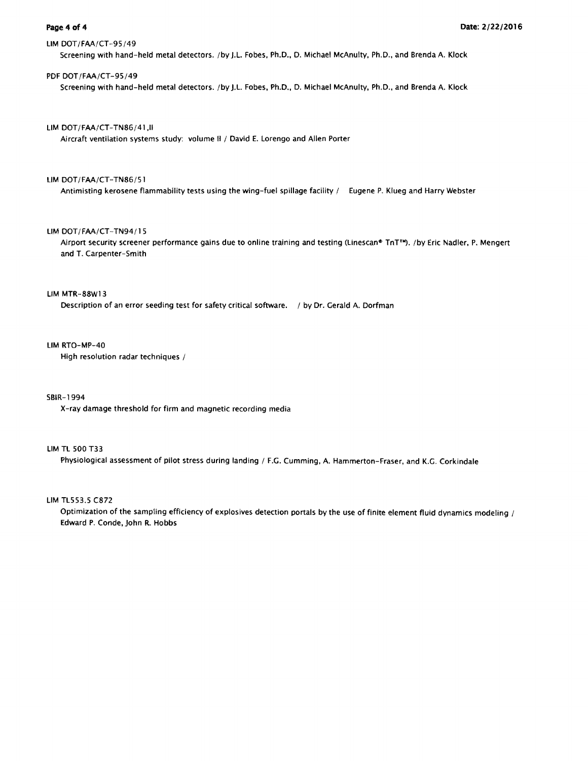LIM DOT/FAA/CT-95/49

Screening with hand-held metal detectors. /by J.L. Fobes, Ph.D., D. Michael McAnulty, Ph.D., and Brenda A. Klock

PDF DOT/FAA/CT-95/49

Screening with hand-held metal detectors. /by J.L. Fobes, Ph.D., D. Michael McAnulty, Ph.D., and Brenda A. Klock

LIM DOT/FAA/CT-TN86/41,II

Aircraft ventilation systems study: volume II / David E. Lorengo and Allen Porter

LIM DOT/FAA/CT-TN86/51

Antimisting kerosene flammability tests using the wing-fuel spillage facility / Eugene P. Klueg and Harry Webster

LIM DOT/FAA/CT-TN94/15

Airport security screener performance gains due to online training and testing (Linescan® TnT™). /by Eric Nadler, P. Mengert and T. Carpenter-Smith

LIM MTR-88W13

Description of an error seeding test for safety critical software. / by Dr. Gerald A. Dorfman

LIM RTO-MP-40

High resolution radar techniques /

SBIR-1994

X-ray damage threshold for firm and magnetic recording media

LIM TL 500 T33

Physiological assessment of pilot stress during landing / F.G. Cumming, A. Hammerton-Fraser, and K.G. Corkindale

LIM TL553.5 C872

Optimization of the sampling efficiency of explosives detection portals by the use of finite element fluid dynamics modeling / Edward P. Conde, John R. Hobbs